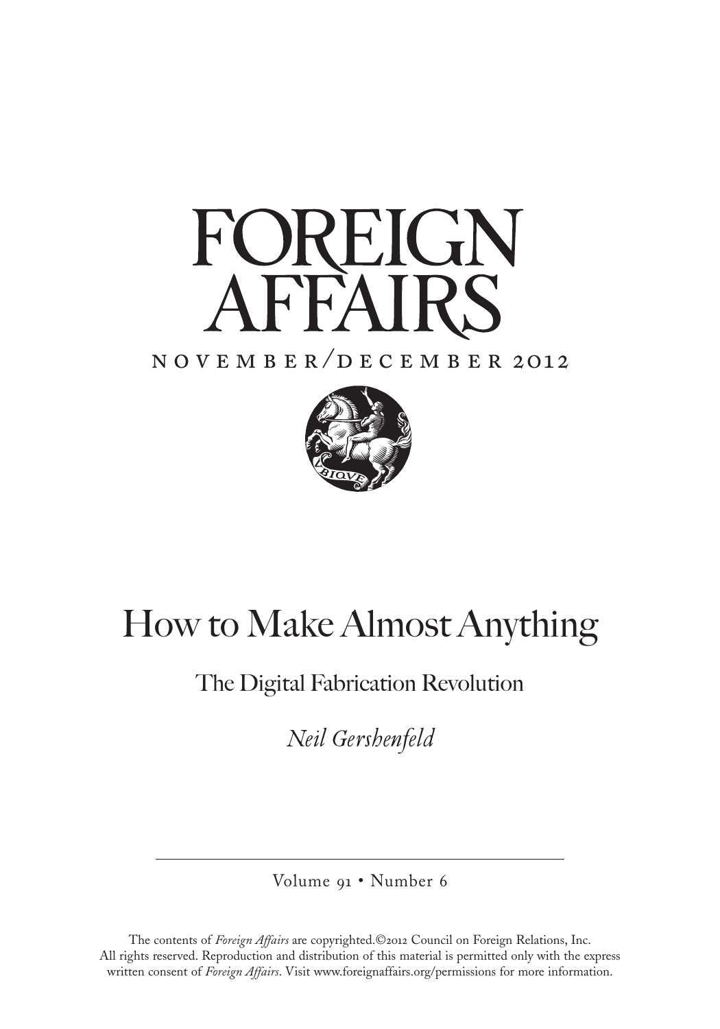# FOREIGN AFFAIRS

NOVEMBER/DECEMBER 2012

# How to Make Almost Anything

## The Digital Fabrication Revolution

*Neil Gershenfeld*

Volume 91 • Number 6

The contents of *Foreign Affairs* are copyrighted.©2012 Council on Foreign Relations, Inc. All rights reserved. Reproduction and distribution of this material is permitted only with the express written consent of *Foreign Affairs*. Visit www.foreignaffairs.org/permissions for more information.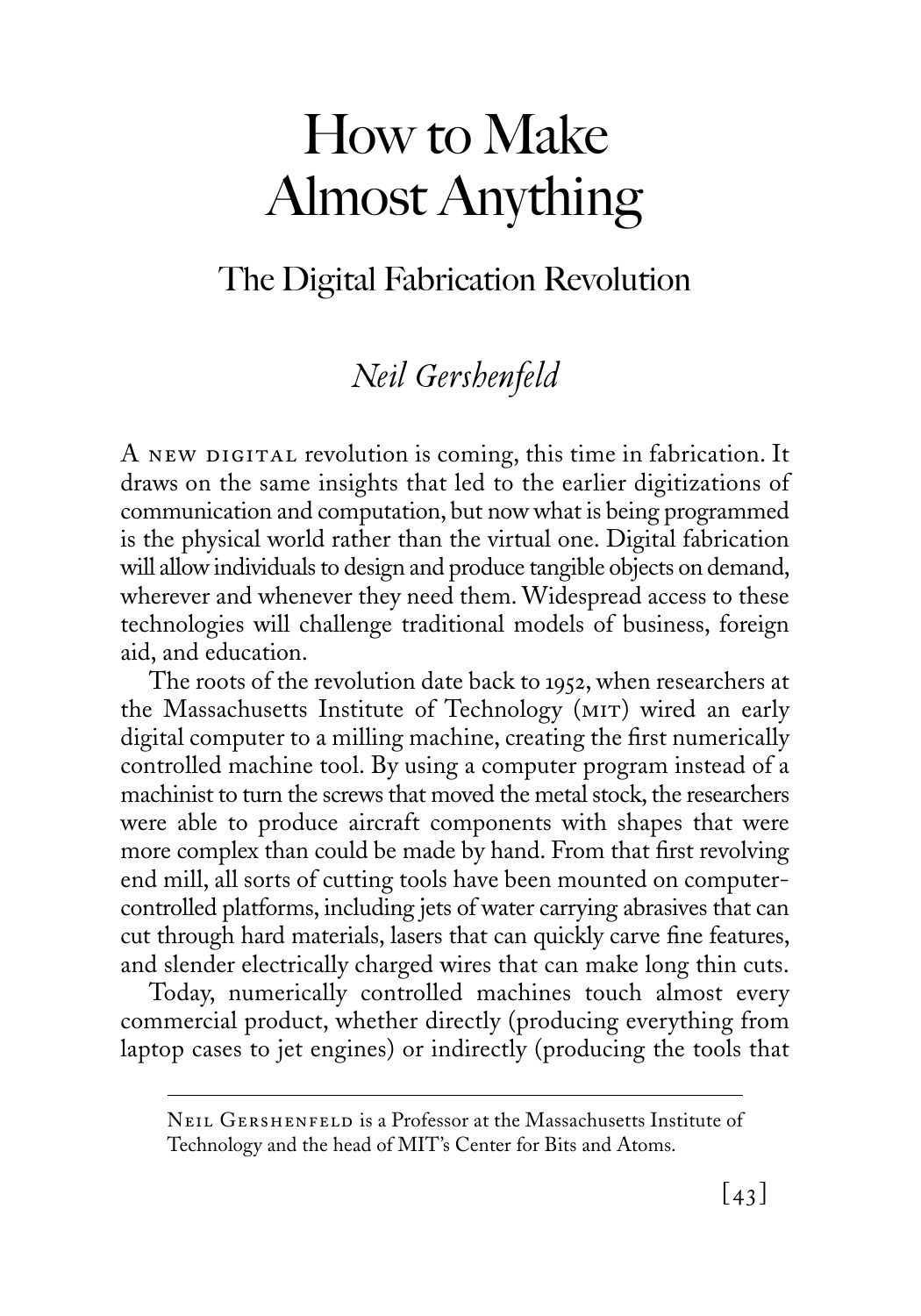# How to Make Almost Anything

## The Digital Fabrication Revolution

### *Neil Gershenfeld*

A NEW DIGITAL revolution is coming, this time in fabrication. It draws on the same insights that led to the earlier digitizations of communication and computation, but now what is being programmed is the physical world rather than the virtual one. Digital fabrication will allow individuals to design and produce tangible objects on demand, wherever and whenever they need them. Widespread access to these technologies will challenge traditional models of business, foreign aid, and education.

The roots of the revolution date back to 1952, when researchers at the Massachusetts Institute of Technology (MIT) wired an early digital computer to a milling machine, creating the first numerically controlled machine tool. By using a computer program instead of a machinist to turn the screws that moved the metal stock, the researchers were able to produce aircraft components with shapes that were more complex than could be made by hand. From that first revolving end mill, all sorts of cutting tools have been mounted on computer-controlled platforms, including jets of water carrying abrasives that can cut through hard materials, lasers that can quickly carve fine features, and slender electrically charged wires that can make long thin cuts.

Today, numerically controlled machines touch almost every commercial product, whether directly (producing everything from laptop cases to jet engines) or indirectly (producing the tools that

---

NEIL GERSHENFELD is a Professor at the Massachusetts Institute of Technology and the head of MIT's Center for Bits and Atoms.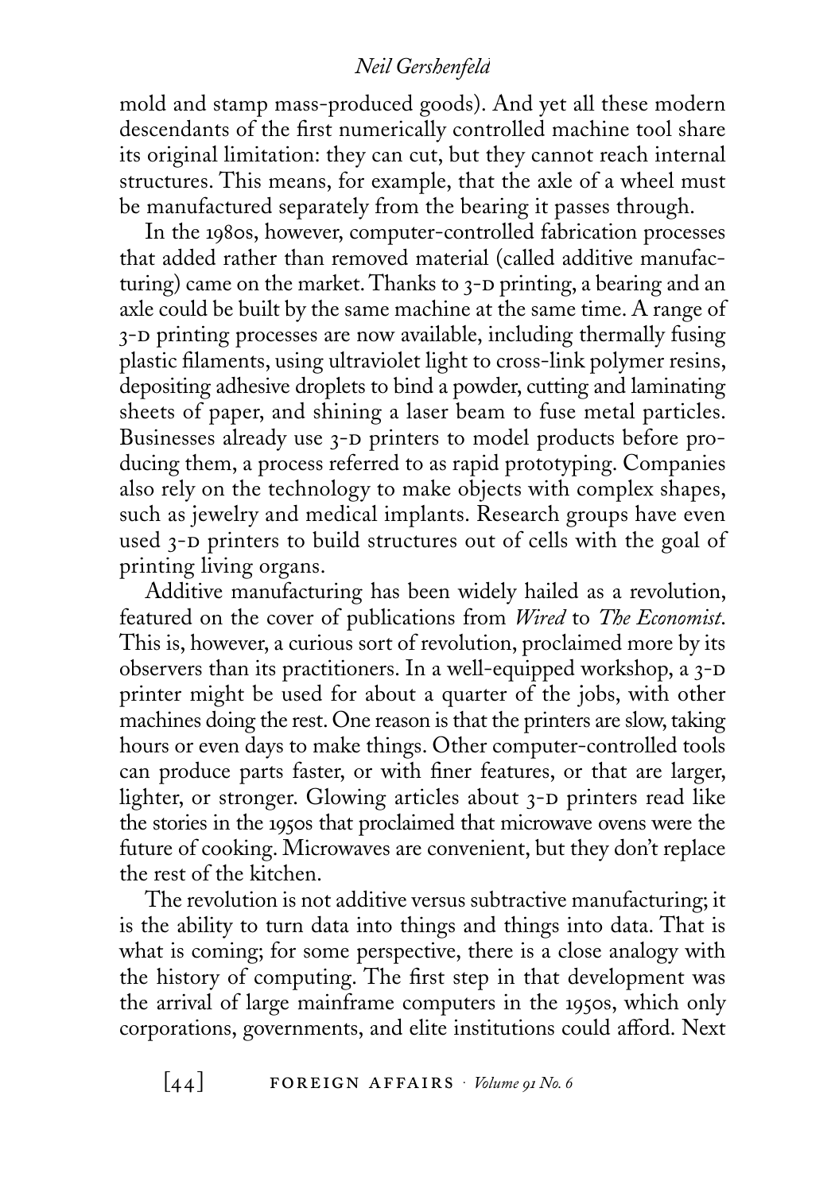mold and stamp mass-produced goods). And yet all these modern descendants of the first numerically controlled machine tool share its original limitation: they can cut, but they cannot reach internal structures. This means, for example, that the axle of a wheel must be manufactured separately from the bearing it passes through.

In the 1980s, however, computer-controlled fabrication processes that added rather than removed material (called additive manufacturing) came on the market. Thanks to 3-D printing, a bearing and an axle could be built by the same machine at the same time. A range of 3-D printing processes are now available, including thermally fusing plastic filaments, using ultraviolet light to cross-link polymer resins, depositing adhesive droplets to bind a powder, cutting and laminating sheets of paper, and shining a laser beam to fuse metal particles. Businesses already use 3-D printers to model products before producing them, a process referred to as rapid prototyping. Companies also rely on the technology to make objects with complex shapes, such as jewelry and medical implants. Research groups have even used 3-D printers to build structures out of cells with the goal of printing living organs.

Additive manufacturing has been widely hailed as a revolution, featured on the cover of publications from *Wired* to *The Economist*. This is, however, a curious sort of revolution, proclaimed more by its observers than its practitioners. In a well-equipped workshop, a 3-D printer might be used for about a quarter of the jobs, with other machines doing the rest. One reason is that the printers are slow, taking hours or even days to make things. Other computer-controlled tools can produce parts faster, or with finer features, or that are larger, lighter, or stronger. Glowing articles about 3-D printers read like the stories in the 1950s that proclaimed that microwave ovens were the future of cooking. Microwaves are convenient, but they don't replace the rest of the kitchen.

The revolution is not additive versus subtractive manufacturing; it is the ability to turn data into things and things into data. That is what is coming; for some perspective, there is a close analogy with the history of computing. The first step in that development was the arrival of large mainframe computers in the 1950s, which only corporations, governments, and elite institutions could afford. Next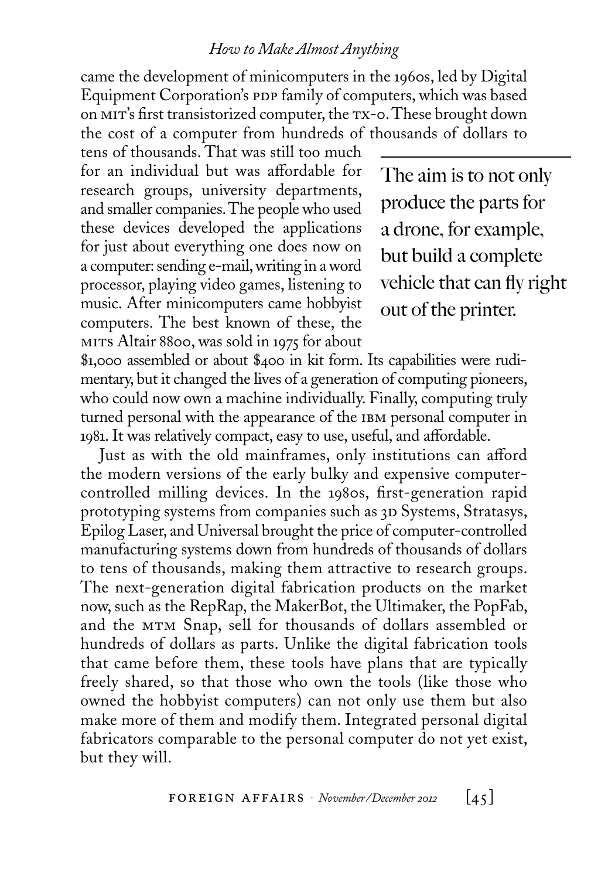came the development of minicomputers in the 1960s, led by Digital Equipment Corporation's PDP family of computers, which was based on MIT's first transistorized computer, the TX-0. These brought down the cost of a computer from hundreds of thousands of dollars to tens of thousands. That was still too much for an individual but was affordable for research groups, university departments, and smaller companies. The people who used these devices developed the applications for just about everything one does now on a computer: sending e-mail, writing in a word processor, playing video games, listening to music. After minicomputers came hobbyist computers. The best known of these, the MITS Altair 8800, was sold in 1975 for about $1,000 assembled or about $400 in kit form. Its capabilities were rudimentary, but it changed the lives of a generation of computing pioneers, who could now own a machine individually. Finally, computing truly turned personal with the appearance of the IBM personal computer in 1981. It was relatively compact, easy to use, useful, and affordable.

> The aim is to not only produce the parts for a drone, for example, but build a complete vehicle that can fly right out of the printer.

Just as with the old mainframes, only institutions can afford the modern versions of the early bulky and expensive computer-controlled milling devices. In the 1980s, first-generation rapid prototyping systems from companies such as 3D Systems, Stratasys, Epilog Laser, and Universal brought the price of computer-controlled manufacturing systems down from hundreds of thousands of dollars to tens of thousands, making them attractive to research groups. The next-generation digital fabrication products on the market now, such as the RepRap, the MakerBot, the Ultimaker, the PopFab, and the MTM Snap, sell for thousands of dollars assembled or hundreds of dollars as parts. Unlike the digital fabrication tools that came before them, these tools have plans that are typically freely shared, so that those who own the tools (like those who owned the hobbyist computers) can not only use them but also make more of them and modify them. Integrated personal digital fabricators comparable to the personal computer do not yet exist, but they will.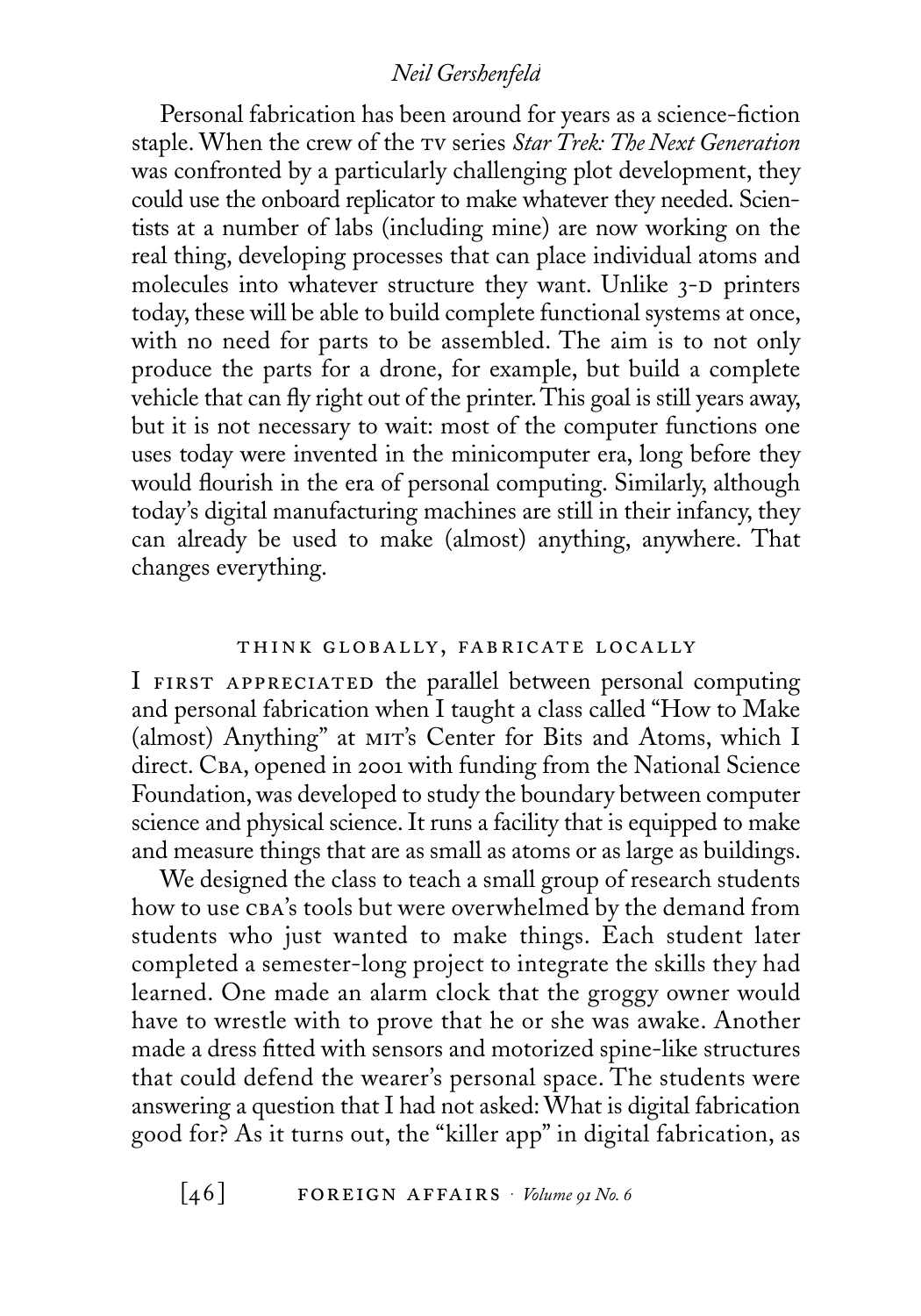Personal fabrication has been around for years as a science-fiction staple. When the crew of the TV series *Star Trek: The Next Generation* was confronted by a particularly challenging plot development, they could use the onboard replicator to make whatever they needed. Scientists at a number of labs (including mine) are now working on the real thing, developing processes that can place individual atoms and molecules into whatever structure they want. Unlike 3-D printers today, these will be able to build complete functional systems at once, with no need for parts to be assembled. The aim is to not only produce the parts for a drone, for example, but build a complete vehicle that can fly right out of the printer. This goal is still years away, but it is not necessary to wait: most of the computer functions one uses today were invented in the minicomputer era, long before they would flourish in the era of personal computing. Similarly, although today's digital manufacturing machines are still in their infancy, they can already be used to make (almost) anything, anywhere. That changes everything.

## THINK GLOBALLY, FABRICATE LOCALLY

I FIRST APPRECIATED the parallel between personal computing and personal fabrication when I taught a class called "How to Make (almost) Anything" at MIT's Center for Bits and Atoms, which I direct. CBA, opened in 2001 with funding from the National Science Foundation, was developed to study the boundary between computer science and physical science. It runs a facility that is equipped to make and measure things that are as small as atoms or as large as buildings.

We designed the class to teach a small group of research students how to use CBA's tools but were overwhelmed by the demand from students who just wanted to make things. Each student later completed a semester-long project to integrate the skills they had learned. One made an alarm clock that the groggy owner would have to wrestle with to prove that he or she was awake. Another made a dress fitted with sensors and motorized spine-like structures that could defend the wearer's personal space. The students were answering a question that I had not asked: What is digital fabrication good for? As it turns out, the "killer app" in digital fabrication, as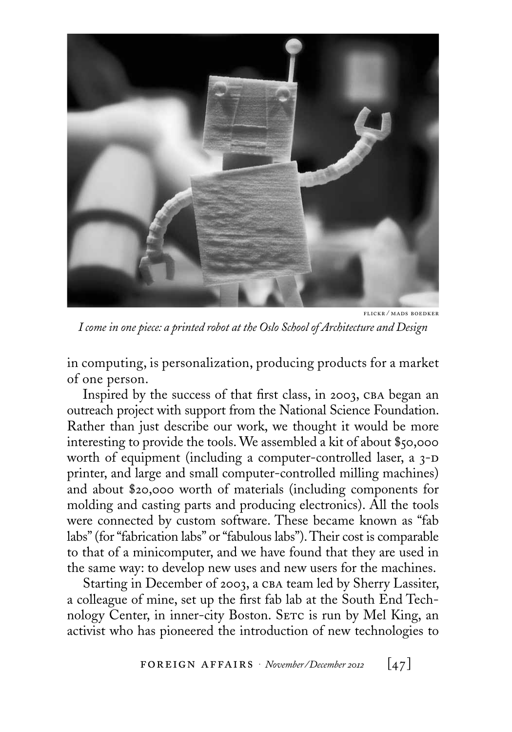FLICKR / MADS BOEDKER

*I come in one piece: a printed robot at the Oslo School of Architecture and Design*

in computing, is personalization, producing products for a market of one person.

Inspired by the success of that first class, in 2003, CBA began an outreach project with support from the National Science Foundation. Rather than just describe our work, we thought it would be more interesting to provide the tools. We assembled a kit of about $50,000 worth of equipment (including a computer-controlled laser, a 3-D printer, and large and small computer-controlled milling machines) and about $20,000 worth of materials (including components for molding and casting parts and producing electronics). All the tools were connected by custom software. These became known as "fab labs" (for "fabrication labs" or "fabulous labs"). Their cost is comparable to that of a minicomputer, and we have found that they are used in the same way: to develop new uses and new users for the machines.

Starting in December of 2003, a CBA team led by Sherry Lassiter, a colleague of mine, set up the first fab lab at the South End Technology Center, in inner-city Boston. SETC is run by Mel King, an activist who has pioneered the introduction of new technologies to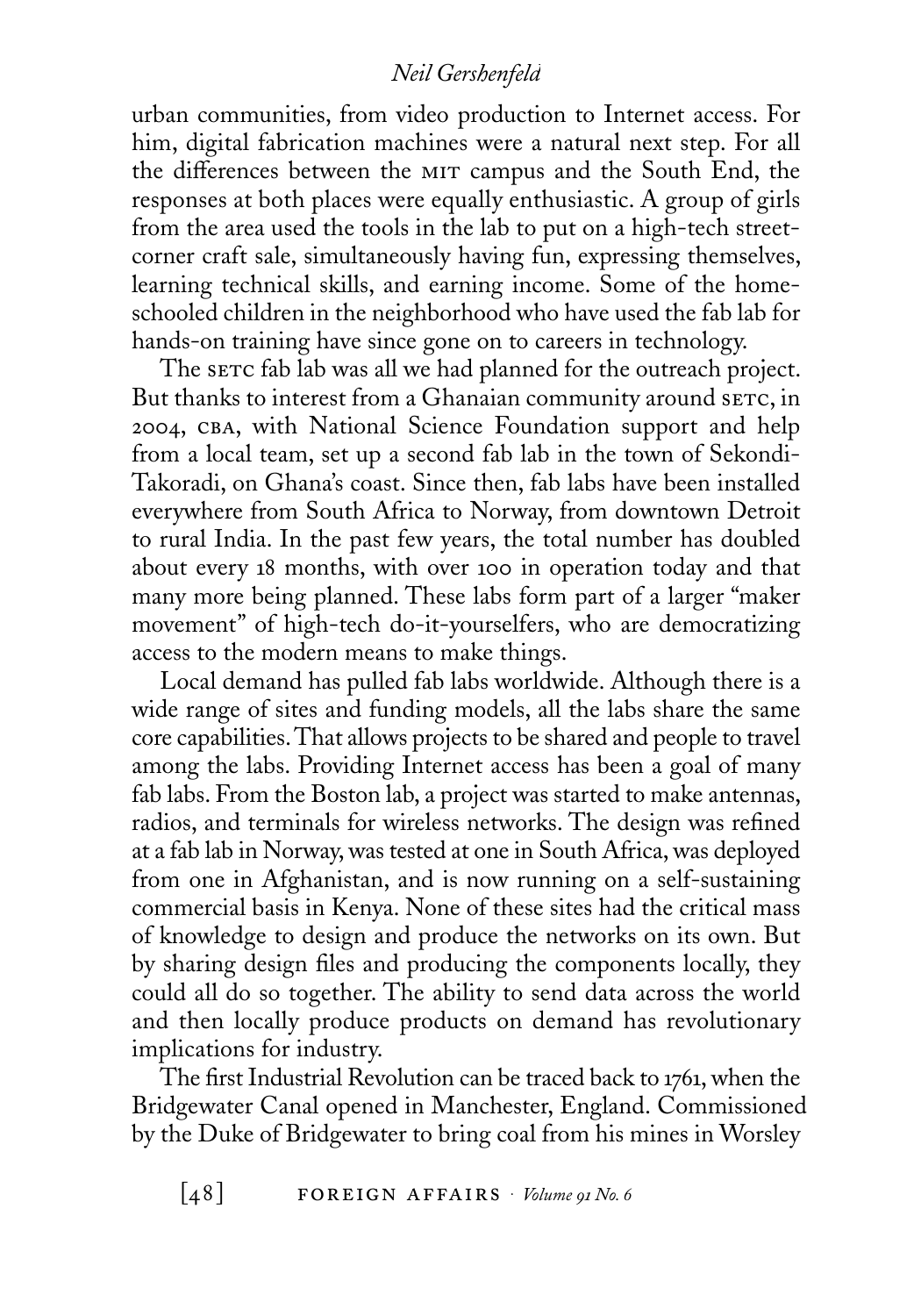urban communities, from video production to Internet access. For him, digital fabrication machines were a natural next step. For all the differences between the MIT campus and the South End, the responses at both places were equally enthusiastic. A group of girls from the area used the tools in the lab to put on a high-tech street-corner craft sale, simultaneously having fun, expressing themselves, learning technical skills, and earning income. Some of the home-schooled children in the neighborhood who have used the fab lab for hands-on training have since gone on to careers in technology.

The SETC fab lab was all we had planned for the outreach project. But thanks to interest from a Ghanaian community around SETC, in 2004, CBA, with National Science Foundation support and help from a local team, set up a second fab lab in the town of Sekondi-Takoradi, on Ghana's coast. Since then, fab labs have been installed everywhere from South Africa to Norway, from downtown Detroit to rural India. In the past few years, the total number has doubled about every 18 months, with over 100 in operation today and that many more being planned. These labs form part of a larger "maker movement" of high-tech do-it-yourselfers, who are democratizing access to the modern means to make things.

Local demand has pulled fab labs worldwide. Although there is a wide range of sites and funding models, all the labs share the same core capabilities. That allows projects to be shared and people to travel among the labs. Providing Internet access has been a goal of many fab labs. From the Boston lab, a project was started to make antennas, radios, and terminals for wireless networks. The design was refined at a fab lab in Norway, was tested at one in South Africa, was deployed from one in Afghanistan, and is now running on a self-sustaining commercial basis in Kenya. None of these sites had the critical mass of knowledge to design and produce the networks on its own. But by sharing design files and producing the components locally, they could all do so together. The ability to send data across the world and then locally produce products on demand has revolutionary implications for industry.

The first Industrial Revolution can be traced back to 1761, when the Bridgewater Canal opened in Manchester, England. Commissioned by the Duke of Bridgewater to bring coal from his mines in Worsley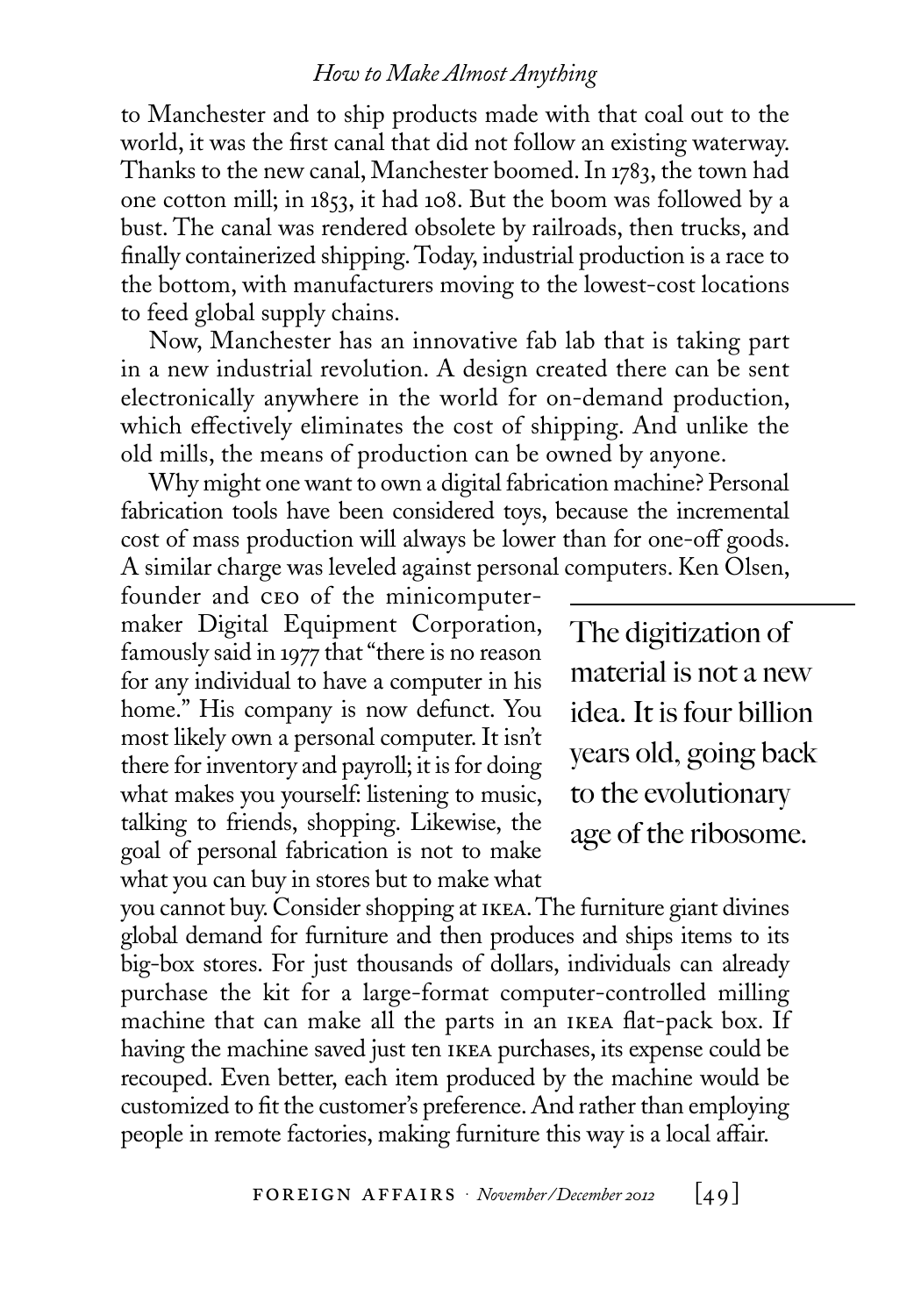to Manchester and to ship products made with that coal out to the world, it was the first canal that did not follow an existing waterway. Thanks to the new canal, Manchester boomed. In 1783, the town had one cotton mill; in 1853, it had 108. But the boom was followed by a bust. The canal was rendered obsolete by railroads, then trucks, and finally containerized shipping. Today, industrial production is a race to the bottom, with manufacturers moving to the lowest-cost locations to feed global supply chains.

Now, Manchester has an innovative fab lab that is taking part in a new industrial revolution. A design created there can be sent electronically anywhere in the world for on-demand production, which effectively eliminates the cost of shipping. And unlike the old mills, the means of production can be owned by anyone.

Why might one want to own a digital fabrication machine? Personal fabrication tools have been considered toys, because the incremental cost of mass production will always be lower than for one-off goods. A similar charge was leveled against personal computers. Ken Olsen, founder and CEO of the minicomputer-maker Digital Equipment Corporation, famously said in 1977 that "there is no reason for any individual to have a computer in his home." His company is now defunct. You most likely own a personal computer. It isn't there for inventory and payroll; it is for doing what makes you yourself: listening to music, talking to friends, shopping. Likewise, the goal of personal fabrication is not to make what you can buy in stores but to make what you cannot buy. Consider shopping at IKEA. The furniture giant divines global demand for furniture and then produces and ships items to its big-box stores. For just thousands of dollars, individuals can already purchase the kit for a large-format computer-controlled milling machine that can make all the parts in an IKEA flat-pack box. If having the machine saved just ten IKEA purchases, its expense could be recouped. Even better, each item produced by the machine would be customized to fit the customer's preference. And rather than employing people in remote factories, making furniture this way is a local affair.

> The digitization of material is not a new idea. It is four billion years old, going back to the evolutionary age of the ribosome.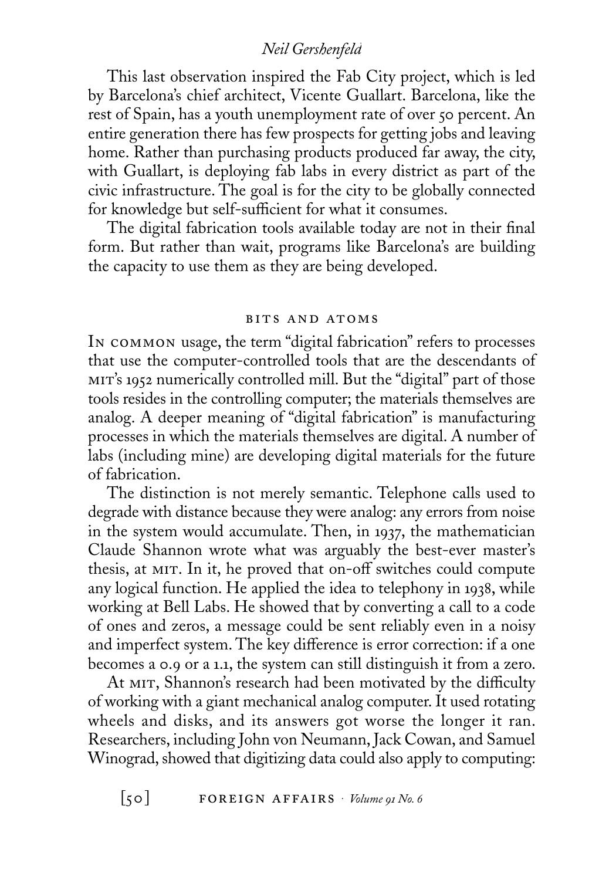This last observation inspired the Fab City project, which is led by Barcelona's chief architect, Vicente Guallart. Barcelona, like the rest of Spain, has a youth unemployment rate of over 50 percent. An entire generation there has few prospects for getting jobs and leaving home. Rather than purchasing products produced far away, the city, with Guallart, is deploying fab labs in every district as part of the civic infrastructure. The goal is for the city to be globally connected for knowledge but self-sufficient for what it consumes.

The digital fabrication tools available today are not in their final form. But rather than wait, programs like Barcelona's are building the capacity to use them as they are being developed.

## BITS AND ATOMS

In common usage, the term "digital fabrication" refers to processes that use the computer-controlled tools that are the descendants of MIT's 1952 numerically controlled mill. But the "digital" part of those tools resides in the controlling computer; the materials themselves are analog. A deeper meaning of "digital fabrication" is manufacturing processes in which the materials themselves are digital. A number of labs (including mine) are developing digital materials for the future of fabrication.

The distinction is not merely semantic. Telephone calls used to degrade with distance because they were analog: any errors from noise in the system would accumulate. Then, in 1937, the mathematician Claude Shannon wrote what was arguably the best-ever master's thesis, at MIT. In it, he proved that on-off switches could compute any logical function. He applied the idea to telephony in 1938, while working at Bell Labs. He showed that by converting a call to a code of ones and zeros, a message could be sent reliably even in a noisy and imperfect system. The key difference is error correction: if a one becomes a 0.9 or a 1.1, the system can still distinguish it from a zero.

At MIT, Shannon's research had been motivated by the difficulty of working with a giant mechanical analog computer. It used rotating wheels and disks, and its answers got worse the longer it ran. Researchers, including John von Neumann, Jack Cowan, and Samuel Winograd, showed that digitizing data could also apply to computing: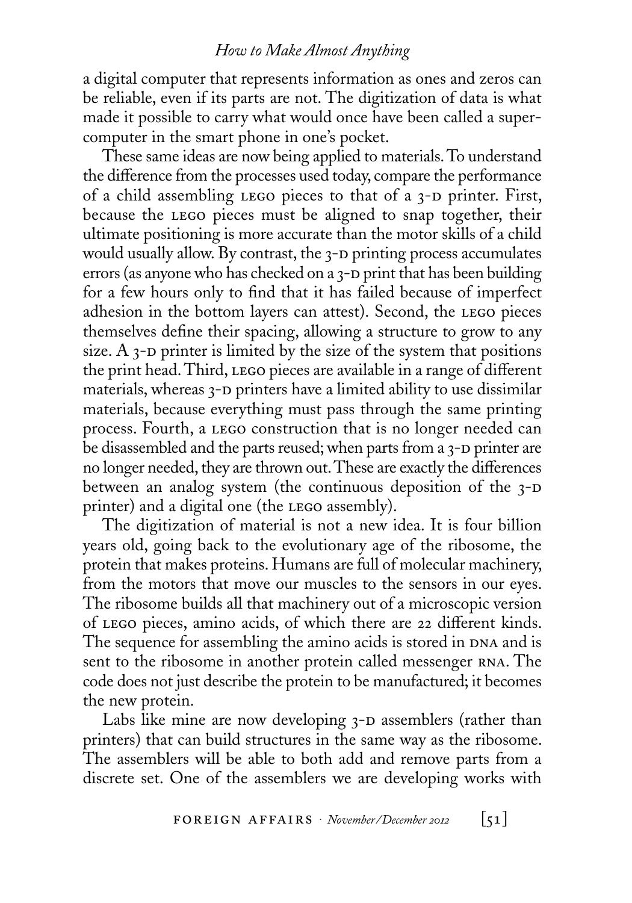a digital computer that represents information as ones and zeros can be reliable, even if its parts are not. The digitization of data is what made it possible to carry what would once have been called a supercomputer in the smart phone in one's pocket.

These same ideas are now being applied to materials. To understand the difference from the processes used today, compare the performance of a child assembling LEGO pieces to that of a 3-D printer. First, because the LEGO pieces must be aligned to snap together, their ultimate positioning is more accurate than the motor skills of a child would usually allow. By contrast, the 3-D printing process accumulates errors (as anyone who has checked on a 3-D print that has been building for a few hours only to find that it has failed because of imperfect adhesion in the bottom layers can attest). Second, the LEGO pieces themselves define their spacing, allowing a structure to grow to any size. A 3-D printer is limited by the size of the system that positions the print head. Third, LEGO pieces are available in a range of different materials, whereas 3-D printers have a limited ability to use dissimilar materials, because everything must pass through the same printing process. Fourth, a LEGO construction that is no longer needed can be disassembled and the parts reused; when parts from a 3-D printer are no longer needed, they are thrown out. These are exactly the differences between an analog system (the continuous deposition of the 3-D printer) and a digital one (the LEGO assembly).

The digitization of material is not a new idea. It is four billion years old, going back to the evolutionary age of the ribosome, the protein that makes proteins. Humans are full of molecular machinery, from the motors that move our muscles to the sensors in our eyes. The ribosome builds all that machinery out of a microscopic version of LEGO pieces, amino acids, of which there are 22 different kinds. The sequence for assembling the amino acids is stored in DNA and is sent to the ribosome in another protein called messenger RNA. The code does not just describe the protein to be manufactured; it becomes the new protein.

Labs like mine are now developing 3-D assemblers (rather than printers) that can build structures in the same way as the ribosome. The assemblers will be able to both add and remove parts from a discrete set. One of the assemblers we are developing works with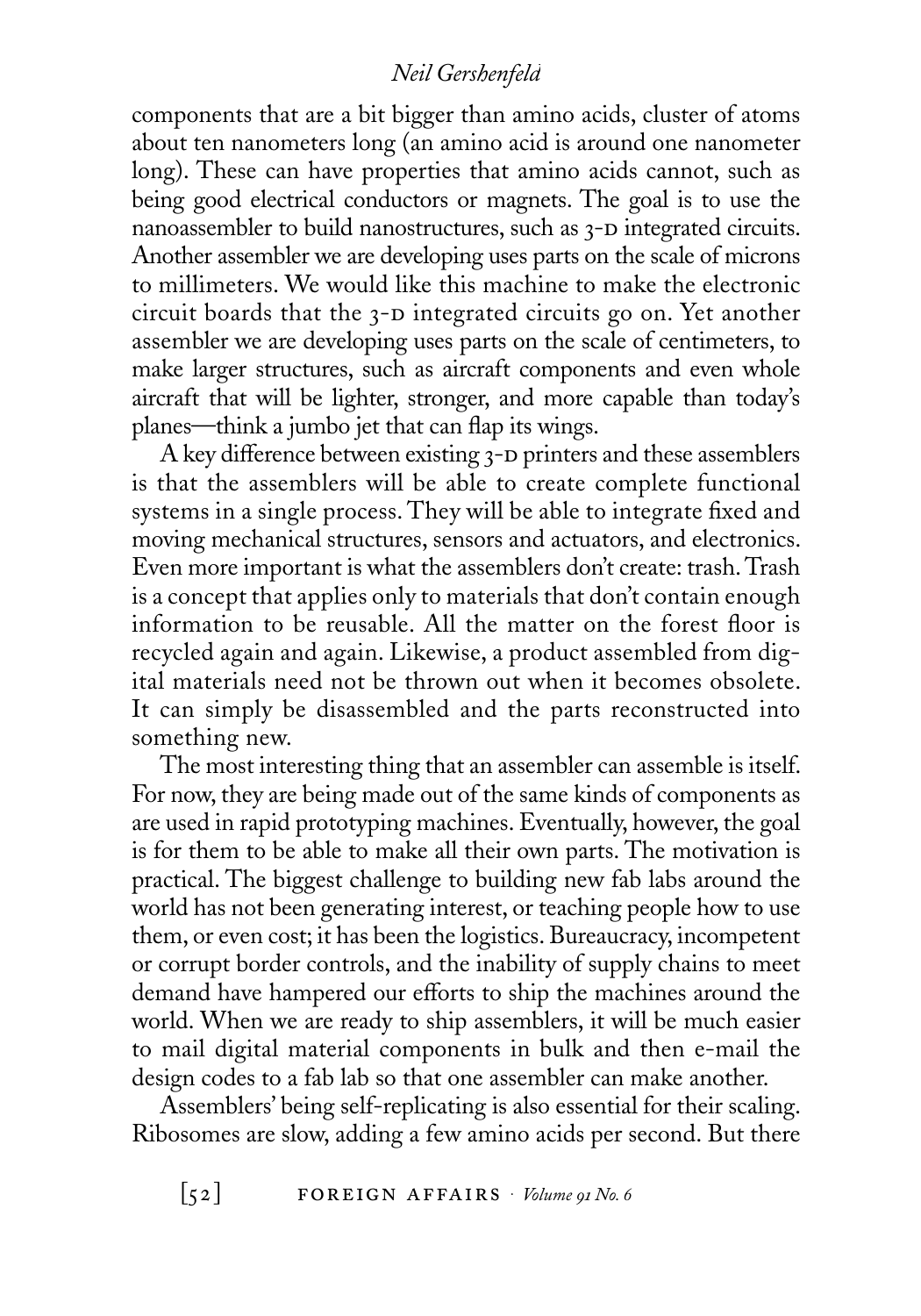components that are a bit bigger than amino acids, cluster of atoms about ten nanometers long (an amino acid is around one nanometer long). These can have properties that amino acids cannot, such as being good electrical conductors or magnets. The goal is to use the nanoassembler to build nanostructures, such as 3-D integrated circuits. Another assembler we are developing uses parts on the scale of microns to millimeters. We would like this machine to make the electronic circuit boards that the 3-D integrated circuits go on. Yet another assembler we are developing uses parts on the scale of centimeters, to make larger structures, such as aircraft components and even whole aircraft that will be lighter, stronger, and more capable than today's planes—think a jumbo jet that can flap its wings.

A key difference between existing 3-D printers and these assemblers is that the assemblers will be able to create complete functional systems in a single process. They will be able to integrate fixed and moving mechanical structures, sensors and actuators, and electronics. Even more important is what the assemblers don't create: trash. Trash is a concept that applies only to materials that don't contain enough information to be reusable. All the matter on the forest floor is recycled again and again. Likewise, a product assembled from digital materials need not be thrown out when it becomes obsolete. It can simply be disassembled and the parts reconstructed into something new.

The most interesting thing that an assembler can assemble is itself. For now, they are being made out of the same kinds of components as are used in rapid prototyping machines. Eventually, however, the goal is for them to be able to make all their own parts. The motivation is practical. The biggest challenge to building new fab labs around the world has not been generating interest, or teaching people how to use them, or even cost; it has been the logistics. Bureaucracy, incompetent or corrupt border controls, and the inability of supply chains to meet demand have hampered our efforts to ship the machines around the world. When we are ready to ship assemblers, it will be much easier to mail digital material components in bulk and then e-mail the design codes to a fab lab so that one assembler can make another.

Assemblers' being self-replicating is also essential for their scaling. Ribosomes are slow, adding a few amino acids per second. But there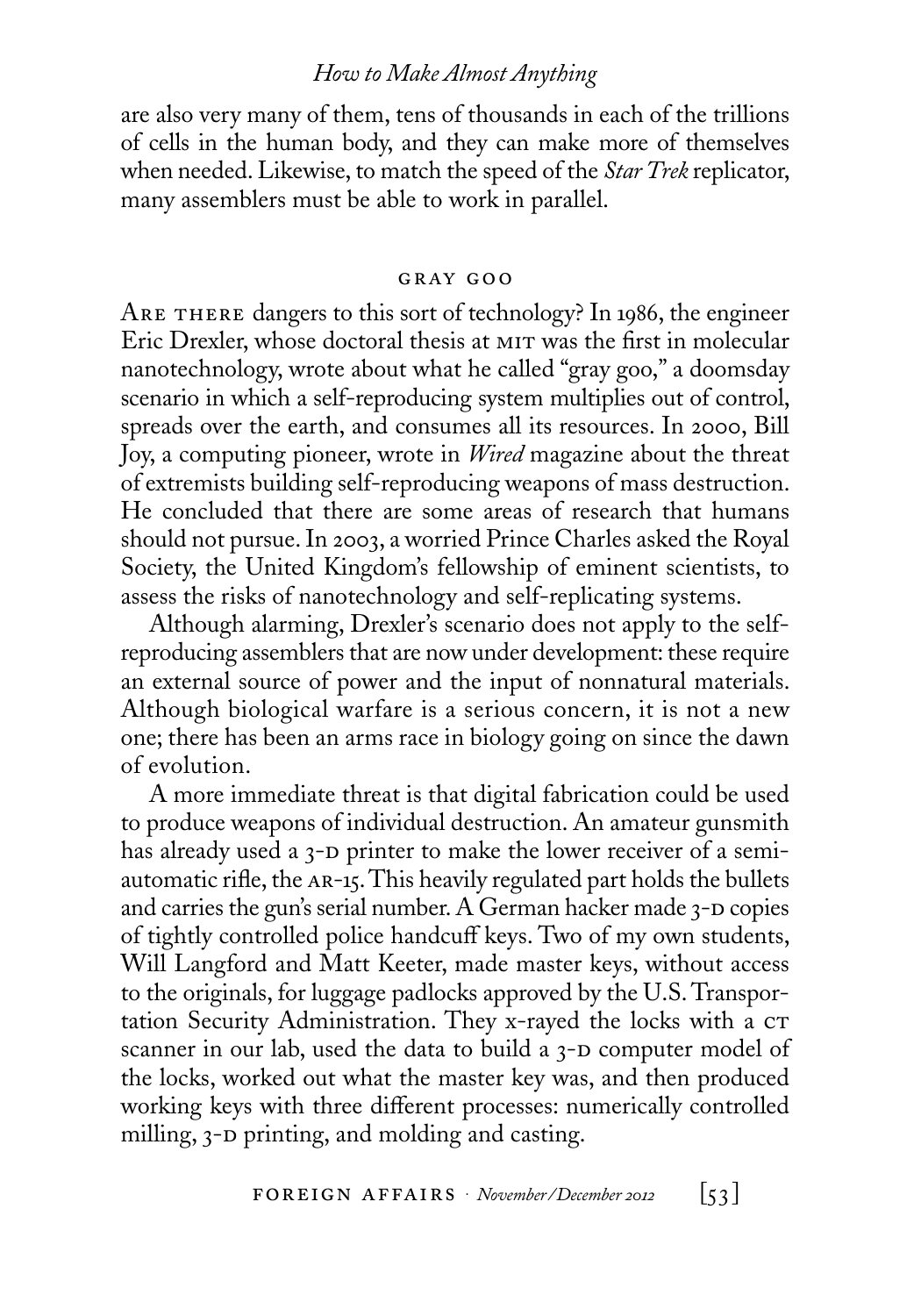are also very many of them, tens of thousands in each of the trillions of cells in the human body, and they can make more of themselves when needed. Likewise, to match the speed of the *Star Trek* replicator, many assemblers must be able to work in parallel.

## GRAY GOO

ARE THERE dangers to this sort of technology? In 1986, the engineer Eric Drexler, whose doctoral thesis at MIT was the first in molecular nanotechnology, wrote about what he called "gray goo," a doomsday scenario in which a self-reproducing system multiplies out of control, spreads over the earth, and consumes all its resources. In 2000, Bill Joy, a computing pioneer, wrote in *Wired* magazine about the threat of extremists building self-reproducing weapons of mass destruction. He concluded that there are some areas of research that humans should not pursue. In 2003, a worried Prince Charles asked the Royal Society, the United Kingdom's fellowship of eminent scientists, to assess the risks of nanotechnology and self-replicating systems.

Although alarming, Drexler's scenario does not apply to the self-reproducing assemblers that are now under development: these require an external source of power and the input of nonnatural materials. Although biological warfare is a serious concern, it is not a new one; there has been an arms race in biology going on since the dawn of evolution.

A more immediate threat is that digital fabrication could be used to produce weapons of individual destruction. An amateur gunsmith has already used a 3-D printer to make the lower receiver of a semi-automatic rifle, the AR-15. This heavily regulated part holds the bullets and carries the gun's serial number. A German hacker made 3-D copies of tightly controlled police handcuff keys. Two of my own students, Will Langford and Matt Keeter, made master keys, without access to the originals, for luggage padlocks approved by the U.S. Transportation Security Administration. They x-rayed the locks with a CT scanner in our lab, used the data to build a 3-D computer model of the locks, worked out what the master key was, and then produced working keys with three different processes: numerically controlled milling, 3-D printing, and molding and casting.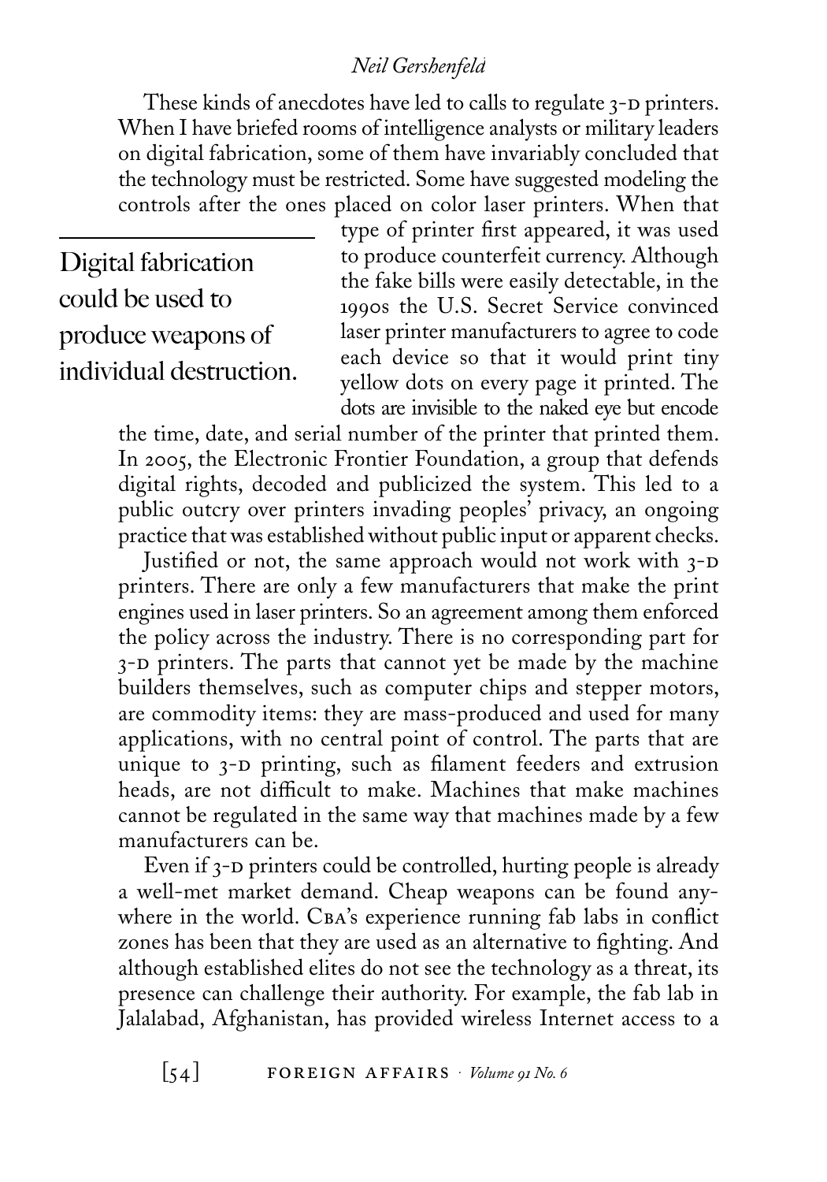These kinds of anecdotes have led to calls to regulate 3-D printers. When I have briefed rooms of intelligence analysts or military leaders on digital fabrication, some of them have invariably concluded that the technology must be restricted. Some have suggested modeling the controls after the ones placed on color laser printers. When that type of printer first appeared, it was used to produce counterfeit currency. Although the fake bills were easily detectable, in the 1990s the U.S. Secret Service convinced laser printer manufacturers to agree to code each device so that it would print tiny yellow dots on every page it printed. The dots are invisible to the naked eye but encode the time, date, and serial number of the printer that printed them. In 2005, the Electronic Frontier Foundation, a group that defends digital rights, decoded and publicized the system. This led to a public outcry over printers invading peoples' privacy, an ongoing practice that was established without public input or apparent checks.

> Digital fabrication could be used to produce weapons of individual destruction.

Justified or not, the same approach would not work with 3-D printers. There are only a few manufacturers that make the print engines used in laser printers. So an agreement among them enforced the policy across the industry. There is no corresponding part for 3-D printers. The parts that cannot yet be made by the machine builders themselves, such as computer chips and stepper motors, are commodity items: they are mass-produced and used for many applications, with no central point of control. The parts that are unique to 3-D printing, such as filament feeders and extrusion heads, are not difficult to make. Machines that make machines cannot be regulated in the same way that machines made by a few manufacturers can be.

Even if 3-D printers could be controlled, hurting people is already a well-met market demand. Cheap weapons can be found anywhere in the world. CBA's experience running fab labs in conflict zones has been that they are used as an alternative to fighting. And although established elites do not see the technology as a threat, its presence can challenge their authority. For example, the fab lab in Jalalabad, Afghanistan, has provided wireless Internet access to a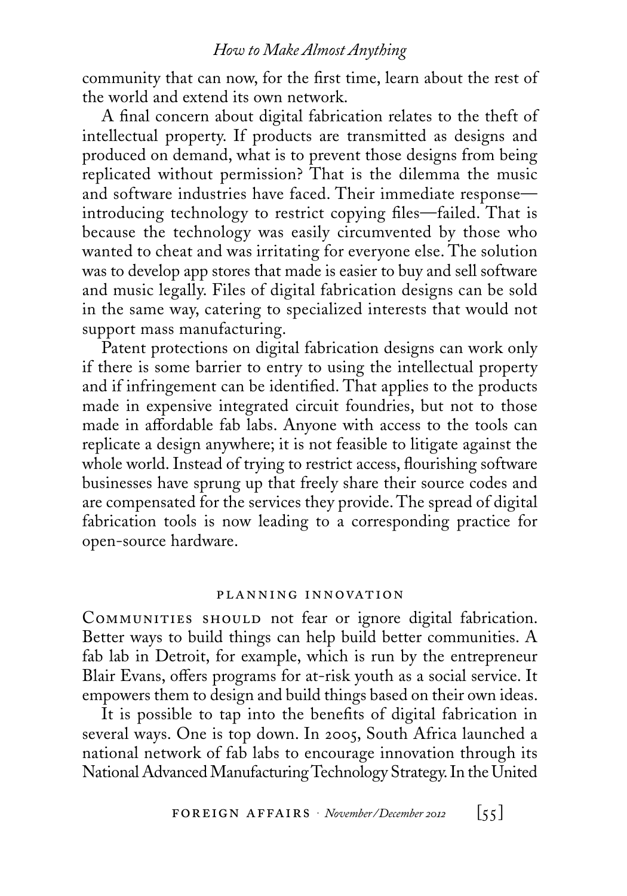community that can now, for the first time, learn about the rest of the world and extend its own network.

A final concern about digital fabrication relates to the theft of intellectual property. If products are transmitted as designs and produced on demand, what is to prevent those designs from being replicated without permission? That is the dilemma the music and software industries have faced. Their immediate response—introducing technology to restrict copying files—failed. That is because the technology was easily circumvented by those who wanted to cheat and was irritating for everyone else. The solution was to develop app stores that made is easier to buy and sell software and music legally. Files of digital fabrication designs can be sold in the same way, catering to specialized interests that would not support mass manufacturing.

Patent protections on digital fabrication designs can work only if there is some barrier to entry to using the intellectual property and if infringement can be identified. That applies to the products made in expensive integrated circuit foundries, but not to those made in affordable fab labs. Anyone with access to the tools can replicate a design anywhere; it is not feasible to litigate against the whole world. Instead of trying to restrict access, flourishing software businesses have sprung up that freely share their source codes and are compensated for the services they provide. The spread of digital fabrication tools is now leading to a corresponding practice for open-source hardware.

## PLANNING INNOVATION

Communities should not fear or ignore digital fabrication. Better ways to build things can help build better communities. A fab lab in Detroit, for example, which is run by the entrepreneur Blair Evans, offers programs for at-risk youth as a social service. It empowers them to design and build things based on their own ideas.

It is possible to tap into the benefits of digital fabrication in several ways. One is top down. In 2005, South Africa launched a national network of fab labs to encourage innovation through its National Advanced Manufacturing Technology Strategy. In the United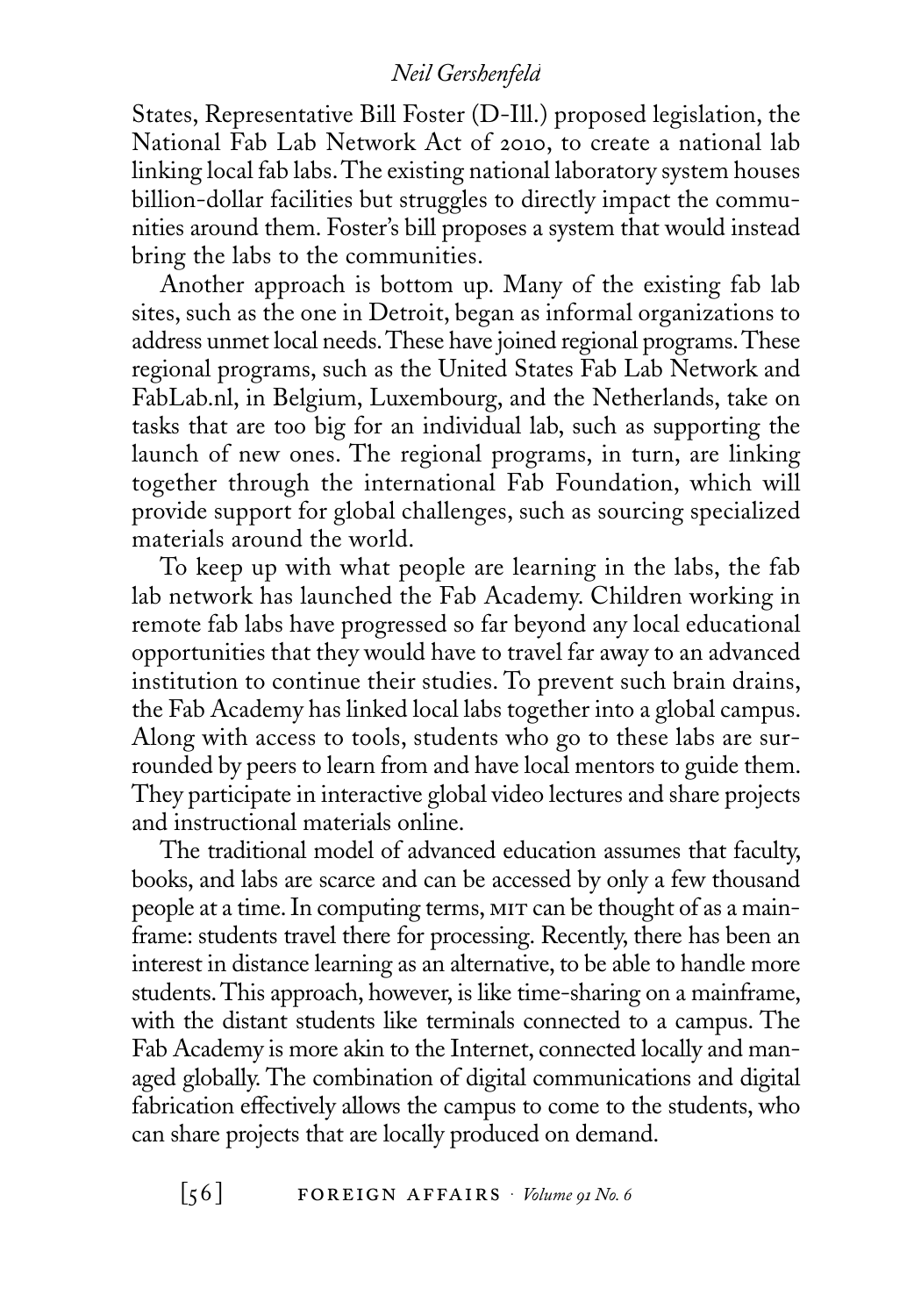States, Representative Bill Foster (D-Ill.) proposed legislation, the National Fab Lab Network Act of 2010, to create a national lab linking local fab labs. The existing national laboratory system houses billion-dollar facilities but struggles to directly impact the communities around them. Foster's bill proposes a system that would instead bring the labs to the communities.

Another approach is bottom up. Many of the existing fab lab sites, such as the one in Detroit, began as informal organizations to address unmet local needs. These have joined regional programs. These regional programs, such as the United States Fab Lab Network and FabLab.nl, in Belgium, Luxembourg, and the Netherlands, take on tasks that are too big for an individual lab, such as supporting the launch of new ones. The regional programs, in turn, are linking together through the international Fab Foundation, which will provide support for global challenges, such as sourcing specialized materials around the world.

To keep up with what people are learning in the labs, the fab lab network has launched the Fab Academy. Children working in remote fab labs have progressed so far beyond any local educational opportunities that they would have to travel far away to an advanced institution to continue their studies. To prevent such brain drains, the Fab Academy has linked local labs together into a global campus. Along with access to tools, students who go to these labs are surrounded by peers to learn from and have local mentors to guide them. They participate in interactive global video lectures and share projects and instructional materials online.

The traditional model of advanced education assumes that faculty, books, and labs are scarce and can be accessed by only a few thousand people at a time. In computing terms, MIT can be thought of as a mainframe: students travel there for processing. Recently, there has been an interest in distance learning as an alternative, to be able to handle more students. This approach, however, is like time-sharing on a mainframe, with the distant students like terminals connected to a campus. The Fab Academy is more akin to the Internet, connected locally and managed globally. The combination of digital communications and digital fabrication effectively allows the campus to come to the students, who can share projects that are locally produced on demand.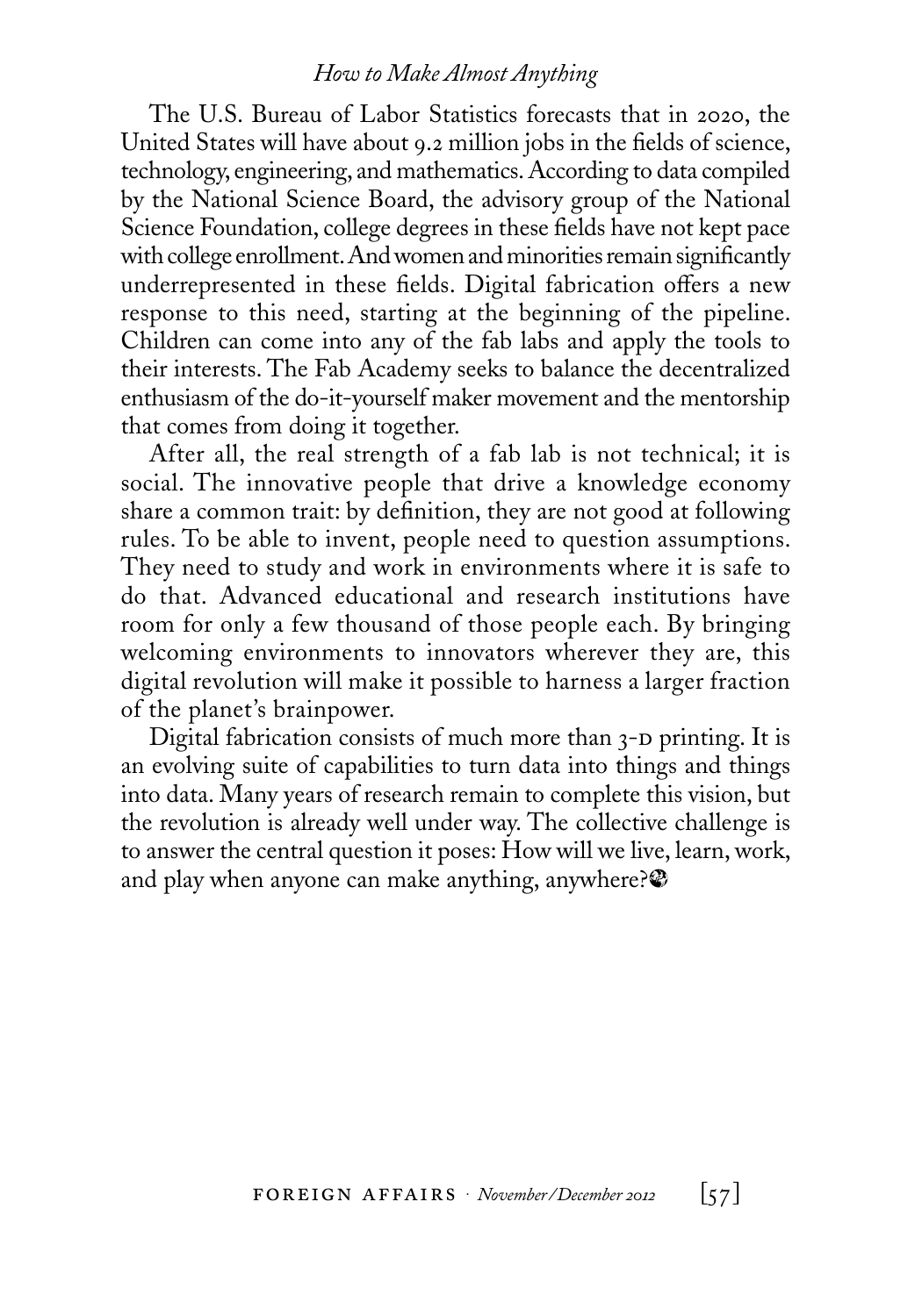The U.S. Bureau of Labor Statistics forecasts that in 2020, the United States will have about 9.2 million jobs in the fields of science, technology, engineering, and mathematics. According to data compiled by the National Science Board, the advisory group of the National Science Foundation, college degrees in these fields have not kept pace with college enrollment. And women and minorities remain significantly underrepresented in these fields. Digital fabrication offers a new response to this need, starting at the beginning of the pipeline. Children can come into any of the fab labs and apply the tools to their interests. The Fab Academy seeks to balance the decentralized enthusiasm of the do-it-yourself maker movement and the mentorship that comes from doing it together.

After all, the real strength of a fab lab is not technical; it is social. The innovative people that drive a knowledge economy share a common trait: by definition, they are not good at following rules. To be able to invent, people need to question assumptions. They need to study and work in environments where it is safe to do that. Advanced educational and research institutions have room for only a few thousand of those people each. By bringing welcoming environments to innovators wherever they are, this digital revolution will make it possible to harness a larger fraction of the planet's brainpower.

Digital fabrication consists of much more than 3-D printing. It is an evolving suite of capabilities to turn data into things and things into data. Many years of research remain to complete this vision, but the revolution is already well under way. The collective challenge is to answer the central question it poses: How will we live, learn, work, and play when anyone can make anything, anywhere?